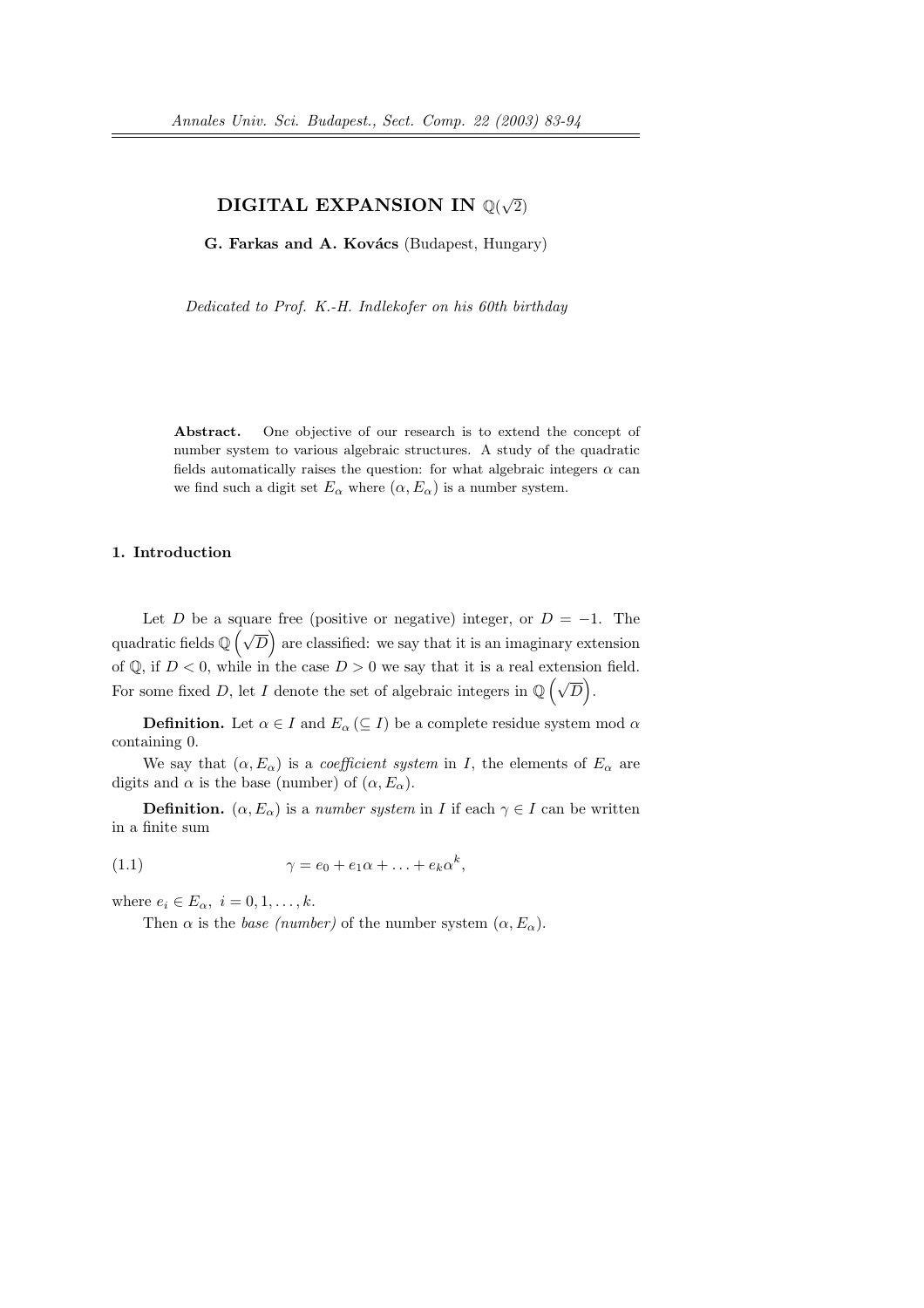# DIGITAL EXPANSION IN $\mathbb{Q}(\sqrt{2})$

**G. Farkas and A. Kovács** (Budapest, Hungary)

*Dedicated to Prof. K.-H. Indlekofer on his 60th birthday*

**Abstract.** One objective of our research is to extend the concept of number system to various algebraic structures. A study of the quadratic fields automatically raises the question: for what algebraic integers $\alpha$ can we find such a digit set $E_\alpha$ where $(\alpha, E_\alpha)$ is a number system.

## 1. Introduction

Let $D$ be a square free (positive or negative) integer, or $D = -1$. The quadratic fields $\mathbb{Q}\left(\sqrt{D}\right)$ are classified: we say that it is an imaginary extension of $\mathbb{Q}$, if $D < 0$, while in the case $D > 0$ we say that it is a real extension field. For some fixed $D$, let $I$ denote the set of algebraic integers in $\mathbb{Q}\left(\sqrt{D}\right)$.

**Definition.** Let $\alpha \in I$ and $E_\alpha \, (\subseteq I)$ be a complete residue system mod $\alpha$ containing 0.

We say that $(\alpha, E_\alpha)$ is a *coefficient system* in $I$, the elements of $E_\alpha$ are digits and $\alpha$ is the base (number) of $(\alpha, E_\alpha)$.

**Definition.** $(\alpha, E_\alpha)$ is a *number system* in $I$ if each $\gamma \in I$ can be written in a finite sum

$$\gamma = e_0 + e_1\alpha + \ldots + e_k\alpha^k, \tag{1.1}$$

where $e_i \in E_\alpha, \ i = 0, 1, \ldots, k$.

Then $\alpha$ is the *base (number)* of the number system $(\alpha, E_\alpha)$.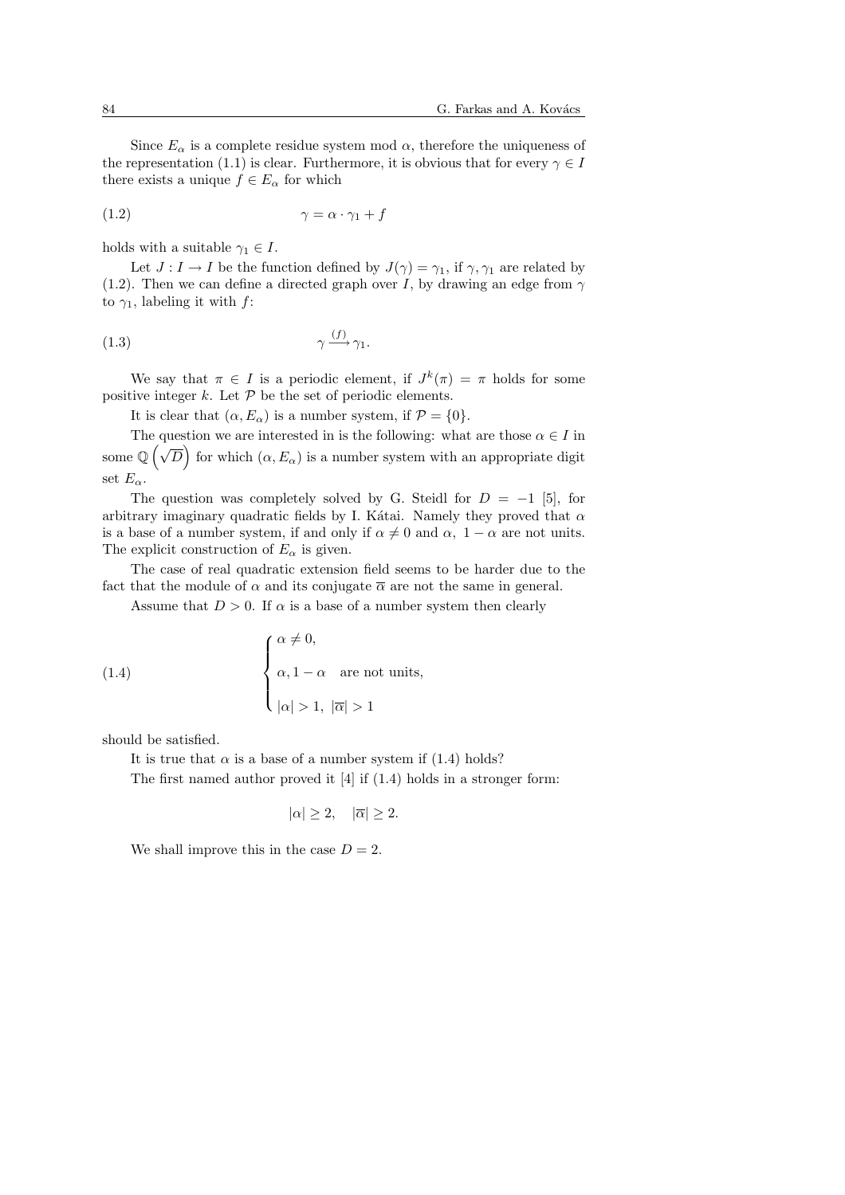Since $E_\alpha$ is a complete residue system mod $\alpha$, therefore the uniqueness of the representation (1.1) is clear. Furthermore, it is obvious that for every $\gamma \in I$ there exists a unique $f \in E_\alpha$ for which

$$\gamma = \alpha \cdot \gamma_1 + f \tag{1.2}$$

holds with a suitable $\gamma_1 \in I$.

Let $J : I \to I$ be the function defined by $J(\gamma) = \gamma_1$, if $\gamma, \gamma_1$ are related by (1.2). Then we can define a directed graph over $I$, by drawing an edge from $\gamma$ to $\gamma_1$, labeling it with $f$:

$$\gamma \xrightarrow{(f)} \gamma_1. \tag{1.3}$$

We say that $\pi \in I$ is a periodic element, if $J^k(\pi) = \pi$ holds for some positive integer $k$. Let $\mathcal{P}$ be the set of periodic elements.

It is clear that $(\alpha, E_\alpha)$ is a number system, if $\mathcal{P} = \{0\}$.

The question we are interested in is the following: what are those $\alpha \in I$ in some $\mathbb{Q}\left(\sqrt{D}\right)$ for which $(\alpha, E_\alpha)$ is a number system with an appropriate digit set $E_\alpha$.

The question was completely solved by G. Steidl for $D = -1$ [5], for arbitrary imaginary quadratic fields by I. Kátai. Namely they proved that $\alpha$ is a base of a number system, if and only if $\alpha \neq 0$ and $\alpha,\ 1 - \alpha$ are not units. The explicit construction of $E_\alpha$ is given.

The case of real quadratic extension field seems to be harder due to the fact that the module of $\alpha$ and its conjugate $\overline{\alpha}$ are not the same in general.

Assume that $D > 0$. If $\alpha$ is a base of a number system then clearly

$$\begin{cases} \alpha \neq 0, \\ \alpha, 1 - \alpha \quad \text{are not units,} \\ |\alpha| > 1,\ |\overline{\alpha}| > 1 \end{cases} \tag{1.4}$$

should be satisfied.

It is true that $\alpha$ is a base of a number system if (1.4) holds?

The first named author proved it [4] if (1.4) holds in a stronger form:

$$|\alpha| \geq 2, \quad |\overline{\alpha}| \geq 2.$$

We shall improve this in the case $D = 2$.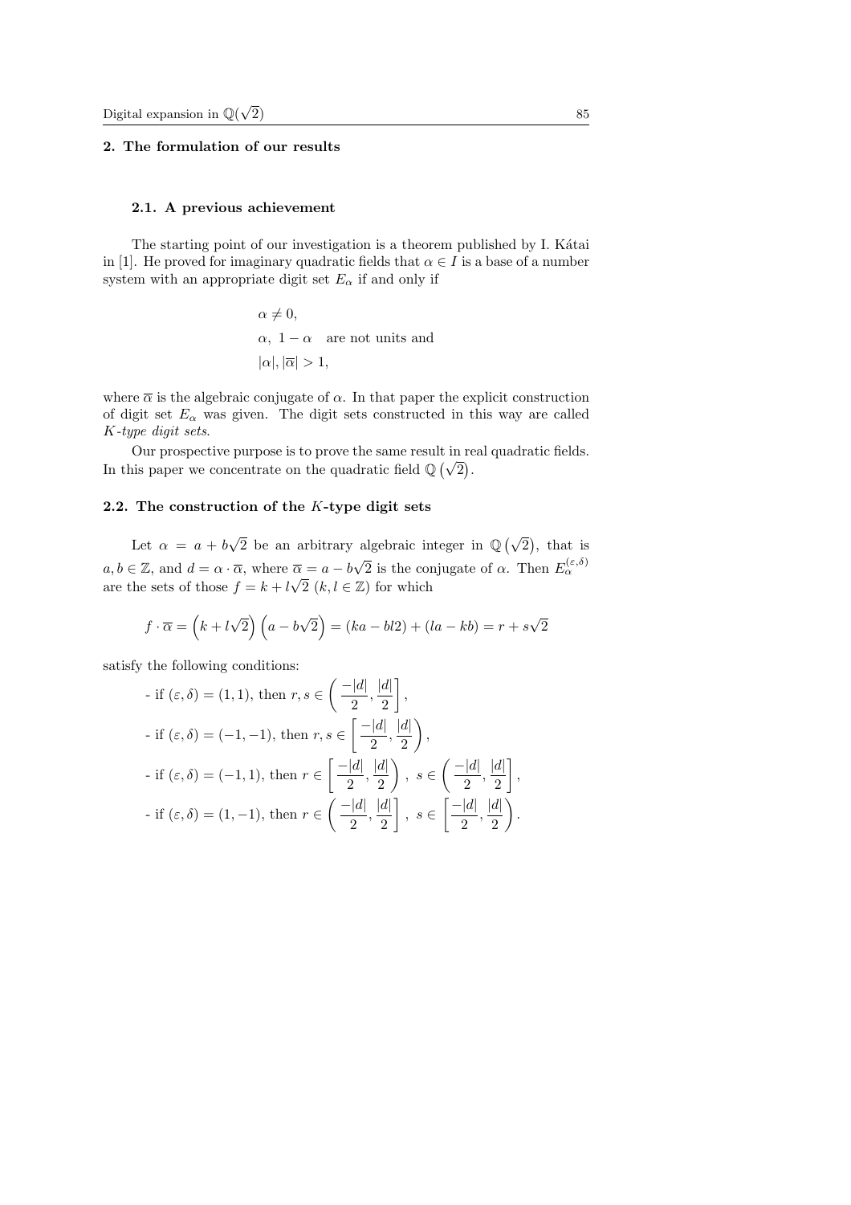## 2. The formulation of our results

### 2.1. A previous achievement

The starting point of our investigation is a theorem published by I. Kátai in [1]. He proved for imaginary quadratic fields that $\alpha \in I$ is a base of a number system with an appropriate digit set $E_\alpha$ if and only if

$$\alpha \neq 0,$$
$$\alpha,\ 1-\alpha \quad \text{are not units and}$$
$$|\alpha|, |\overline{\alpha}| > 1,$$

where $\overline{\alpha}$ is the algebraic conjugate of $\alpha$. In that paper the explicit construction of digit set $E_\alpha$ was given. The digit sets constructed in this way are called *K-type digit sets*.

Our prospective purpose is to prove the same result in real quadratic fields. In this paper we concentrate on the quadratic field $\mathbb{Q}\left(\sqrt{2}\right)$.

### 2.2. The construction of the $K$-type digit sets

Let $\alpha = a + b\sqrt{2}$ be an arbitrary algebraic integer in $\mathbb{Q}\left(\sqrt{2}\right)$, that is $a, b \in \mathbb{Z}$, and $d = \alpha \cdot \overline{\alpha}$, where $\overline{\alpha} = a - b\sqrt{2}$ is the conjugate of $\alpha$. Then $E_\alpha^{(\varepsilon,\delta)}$ are the sets of those $f = k + l\sqrt{2}$ $(k, l \in \mathbb{Z})$ for which

$$f \cdot \overline{\alpha} = \left(k + l\sqrt{2}\right)\left(a - b\sqrt{2}\right) = (ka - bl2) + (la - kb) = r + s\sqrt{2}$$

satisfy the following conditions:

- if $(\varepsilon, \delta) = (1, 1)$, then $r, s \in \left(\frac{-|d|}{2}, \frac{|d|}{2}\right]$,
- if $(\varepsilon, \delta) = (-1, -1)$, then $r, s \in \left[\frac{-|d|}{2}, \frac{|d|}{2}\right)$,
- if $(\varepsilon, \delta) = (-1, 1)$, then $r \in \left[\frac{-|d|}{2}, \frac{|d|}{2}\right)$, $s \in \left(\frac{-|d|}{2}, \frac{|d|}{2}\right]$,
- if $(\varepsilon, \delta) = (1, -1)$, then $r \in \left(\frac{-|d|}{2}, \frac{|d|}{2}\right]$, $s \in \left[\frac{-|d|}{2}, \frac{|d|}{2}\right)$.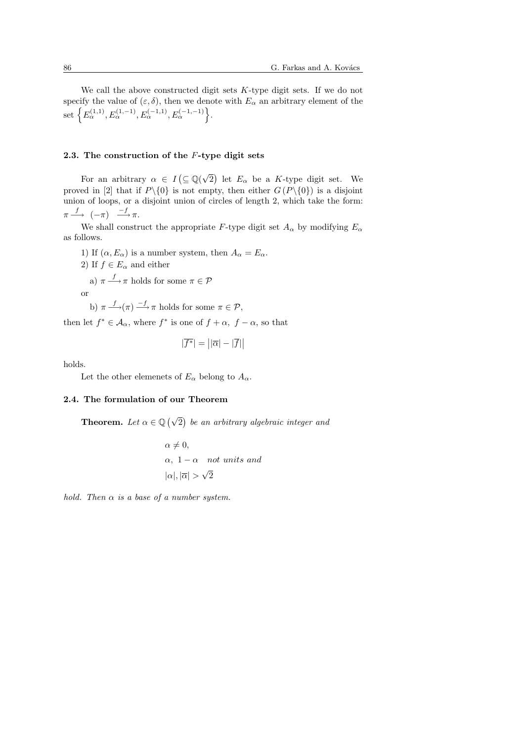We call the above constructed digit sets $K$-type digit sets. If we do not specify the value of $(\varepsilon, \delta)$, then we denote with $E_\alpha$ an arbitrary element of the set $\left\{E_\alpha^{(1,1)}, E_\alpha^{(1,-1)}, E_\alpha^{(-1,1)}, E_\alpha^{(-1,-1)}\right\}$.

### 2.3. The construction of the $F$-type digit sets

For an arbitrary $\alpha \in I\left(\subseteq \mathbb{Q}(\sqrt{2}\right)$ let $E_\alpha$ be a $K$-type digit set. We proved in [2] that if $P\backslash\{0\}$ is not empty, then either $G\left(P\backslash\{0\}\right)$ is a disjoint union of loops, or a disjoint union of circles of length 2, which take the form: $\pi \xrightarrow{f} (-\pi) \xrightarrow{-f} \pi$.

We shall construct the appropriate $F$-type digit set $A_\alpha$ by modifying $E_\alpha$ as follows.

1) If $(\alpha, E_\alpha)$ is a number system, then $A_\alpha = E_\alpha$.

2) If $f \in E_\alpha$ and either

a) $\pi \xrightarrow{f} \pi$ holds for some $\pi \in \mathcal{P}$

or

b) $\pi \xrightarrow{f} (\pi) \xrightarrow{-f} \pi$ holds for some $\pi \in \mathcal{P}$,

then let $f^* \in \mathcal{A}_\alpha$, where $f^*$ is one of $f+\alpha,\ f-\alpha$, so that

$$|\overline{f^*}| = \left||\overline{\alpha}| - |\overline{f}|\right|$$

holds.

Let the other elemenets of $E_\alpha$ belong to $A_\alpha$.

### 2.4. The formulation of our Theorem

**Theorem.** *Let $\alpha \in \mathbb{Q}\left(\sqrt{2}\right)$ be an arbitrary algebraic integer and*

$$\alpha \neq 0,$$
$$\alpha,\ 1-\alpha \quad \textit{not units and}$$
$$|\alpha|, |\overline{\alpha}| > \sqrt{2}$$

*hold. Then $\alpha$ is a base of a number system.*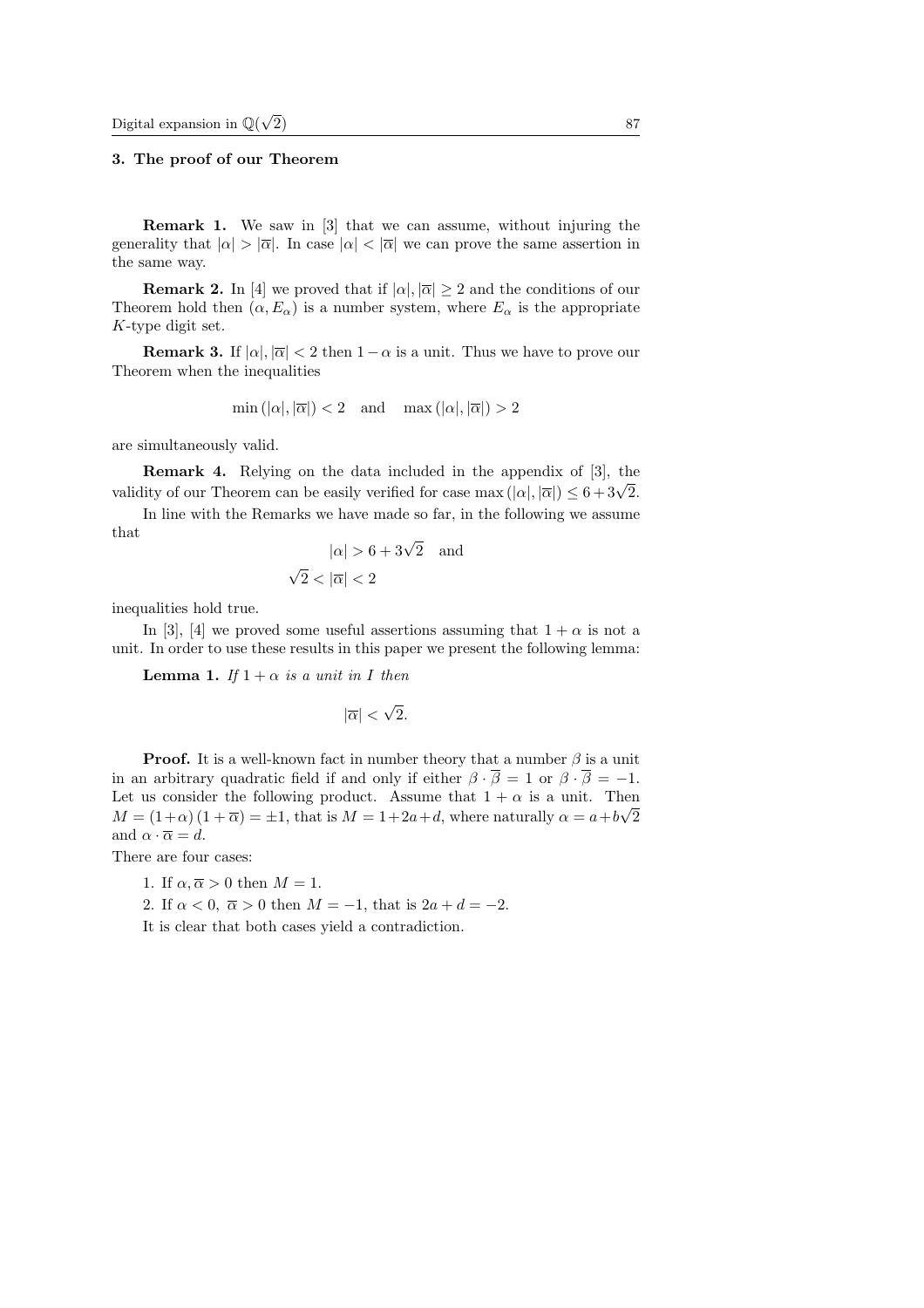### 3. The proof of our Theorem

**Remark 1.** We saw in [3] that we can assume, without injuring the generality that $|\alpha| > |\overline{\alpha}|$. In case $|\alpha| < |\overline{\alpha}|$ we can prove the same assertion in the same way.

**Remark 2.** In [4] we proved that if $|\alpha|, |\overline{\alpha}| \geq 2$ and the conditions of our Theorem hold then $(\alpha, E_\alpha)$ is a number system, where $E_\alpha$ is the appropriate $K$-type digit set.

**Remark 3.** If $|\alpha|, |\overline{\alpha}| < 2$ then $1 - \alpha$ is a unit. Thus we have to prove our Theorem when the inequalities

$$\min(|\alpha|, |\overline{\alpha}|) < 2 \quad \text{and} \quad \max(|\alpha|, |\overline{\alpha}|) > 2$$

are simultaneously valid.

**Remark 4.** Relying on the data included in the appendix of [3], the validity of our Theorem can be easily verified for case $\max(|\alpha|, |\overline{\alpha}|) \leq 6 + 3\sqrt{2}$.

In line with the Remarks we have made so far, in the following we assume that

$$|\alpha| > 6 + 3\sqrt{2} \quad \text{and}$$

$$\sqrt{2} < |\overline{\alpha}| < 2$$

inequalities hold true.

In [3], [4] we proved some useful assertions assuming that $1 + \alpha$ is not a unit. In order to use these results in this paper we present the following lemma:

**Lemma 1.** *If $1 + \alpha$ is a unit in $I$ then*

$$|\overline{\alpha}| < \sqrt{2}.$$

**Proof.** It is a well-known fact in number theory that a number $\beta$ is a unit in an arbitrary quadratic field if and only if either $\beta \cdot \overline{\beta} = 1$ or $\beta \cdot \overline{\beta} = -1$. Let us consider the following product. Assume that $1 + \alpha$ is a unit. Then $M = (1+\alpha)(1+\overline{\alpha}) = \pm 1$, that is $M = 1 + 2a + d$, where naturally $\alpha = a + b\sqrt{2}$ and $\alpha \cdot \overline{\alpha} = d$.

There are four cases:

1. If $\alpha, \overline{\alpha} > 0$ then $M = 1$.
2. If $\alpha < 0$, $\overline{\alpha} > 0$ then $M = -1$, that is $2a + d = -2$.

It is clear that both cases yield a contradiction.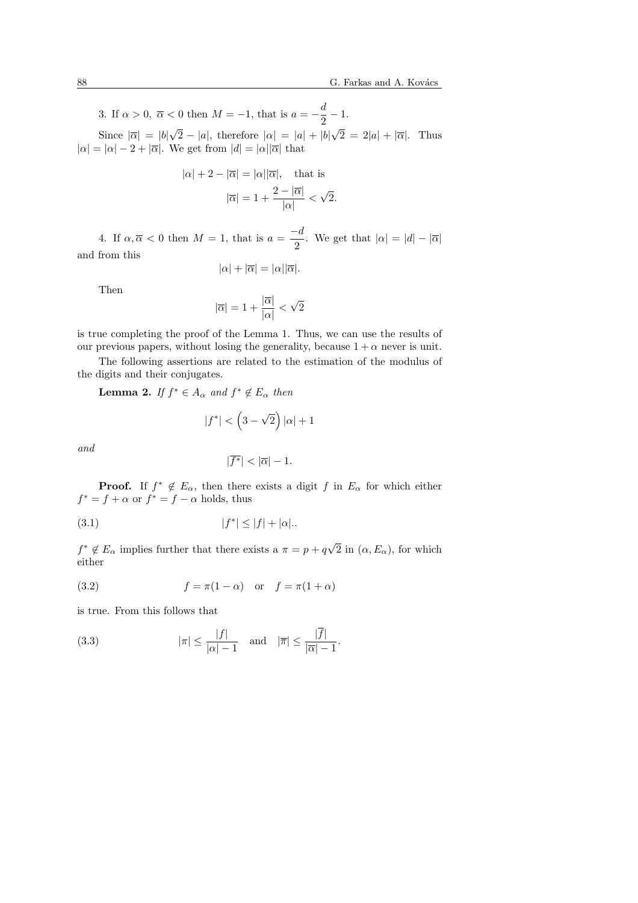3. If $\alpha > 0$, $\overline{\alpha} < 0$ then $M = -1$, that is $a = -\dfrac{d}{2} - 1$.

Since $|\overline{\alpha}| = |b|\sqrt{2} - |a|$, therefore $|\alpha| = |a| + |b|\sqrt{2} = 2|a| + |\overline{\alpha}|$. Thus $|\alpha| = |\alpha| - 2 + |\overline{\alpha}|$. We get from $|d| = |\alpha||\overline{\alpha}|$ that

$$|\alpha| + 2 - |\overline{\alpha}| = |\alpha||\overline{\alpha}|, \quad \text{that is}$$

$$|\overline{\alpha}| = 1 + \frac{2 - |\overline{\alpha}|}{|\alpha|} < \sqrt{2}.$$

4. If $\alpha, \overline{\alpha} < 0$ then $M = 1$, that is $a = \dfrac{-d}{2}$. We get that $|\alpha| = |d| - |\overline{\alpha}|$ and from this

$$|\alpha| + |\overline{\alpha}| = |\alpha||\overline{\alpha}|.$$

Then

$$|\overline{\alpha}| = 1 + \frac{|\overline{\alpha}|}{|\alpha|} < \sqrt{2}$$

is true completing the proof of the Lemma 1. Thus, we can use the results of our previous papers, without losing the generality, because $1 + \alpha$ never is unit.

The following assertions are related to the estimation of the modulus of the digits and their conjugates.

**Lemma 2.** *If $f^* \in A_\alpha$ and $f^* \notin E_\alpha$ then*

$$|f^*| < \left(3 - \sqrt{2}\right)|\alpha| + 1$$

*and*

$$|\overline{f^*}| < |\overline{\alpha}| - 1.$$

**Proof.** If $f^* \notin E_\alpha$, then there exists a digit $f$ in $E_\alpha$ for which either $f^* = f + \alpha$ or $f^* = f - \alpha$ holds, thus

$$|f^*| \leq |f| + |\alpha|.. \tag{3.1}$$

$f^* \notin E_\alpha$ implies further that there exists a $\pi = p + q\sqrt{2}$ in $(\alpha, E_\alpha)$, for which either

$$f = \pi(1 - \alpha) \quad \text{or} \quad f = \pi(1 + \alpha) \tag{3.2}$$

is true. From this follows that

$$|\pi| \leq \frac{|f|}{|\alpha| - 1} \quad \text{and} \quad |\overline{\pi}| \leq \frac{|\overline{f}|}{|\overline{\alpha}| - 1}. \tag{3.3}$$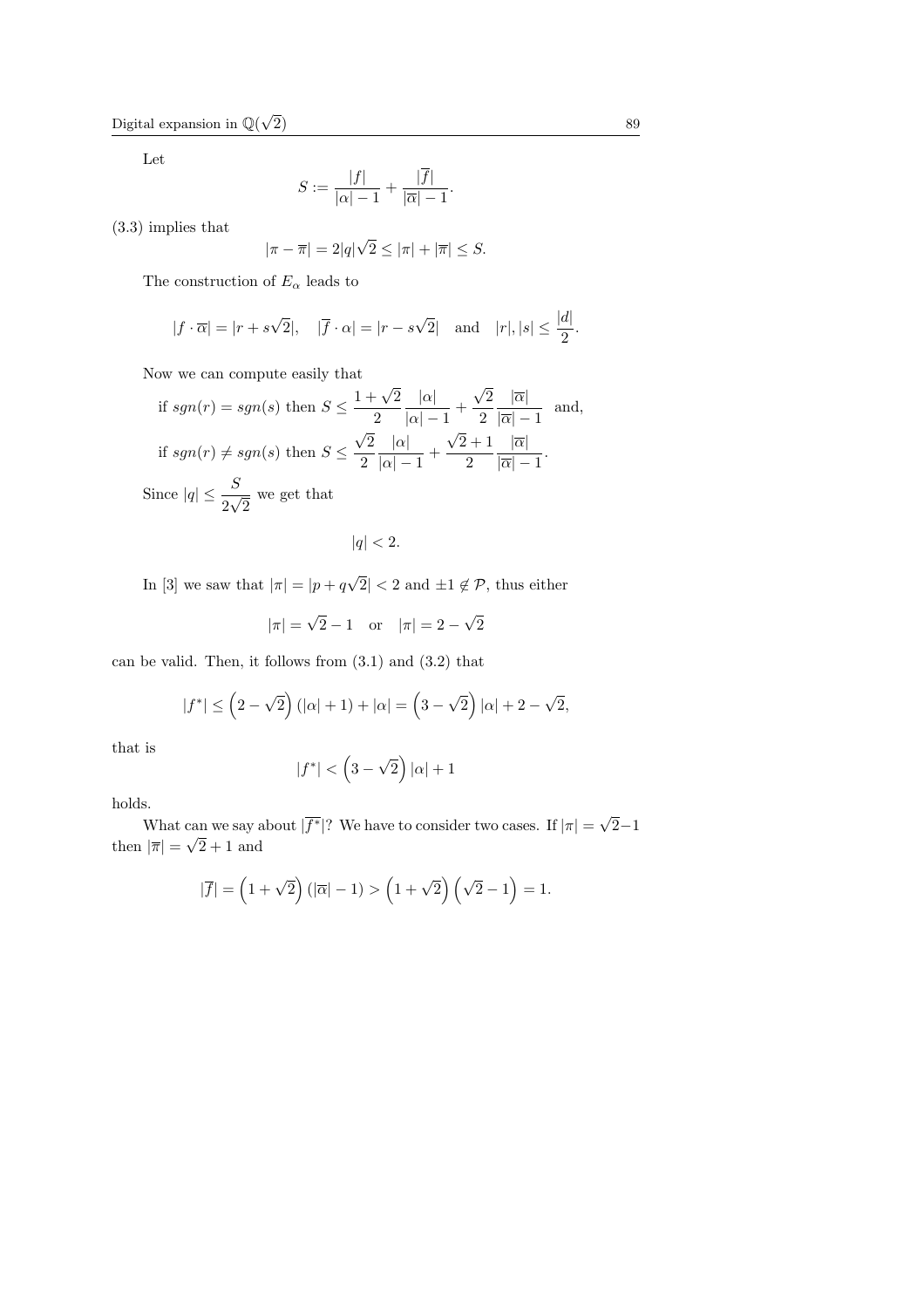Let

$$S := \frac{|f|}{|\alpha| - 1} + \frac{|\overline{f}|}{|\overline{\alpha}| - 1}.$$

(3.3) implies that

$$|\pi - \overline{\pi}| = 2|q|\sqrt{2} \leq |\pi| + |\overline{\pi}| \leq S.$$

The construction of $E_\alpha$ leads to

$$|f \cdot \overline{\alpha}| = |r + s\sqrt{2}|, \quad |\overline{f} \cdot \alpha| = |r - s\sqrt{2}| \quad \text{and} \quad |r|, |s| \leq \frac{|d|}{2}.$$

Now we can compute easily that

$$\text{if } sgn(r) = sgn(s) \text{ then } S \leq \frac{1+\sqrt{2}}{2}\frac{|\alpha|}{|\alpha| - 1} + \frac{\sqrt{2}}{2}\frac{|\overline{\alpha}|}{|\overline{\alpha}| - 1} \quad \text{and,}$$

$$\text{if } sgn(r) \neq sgn(s) \text{ then } S \leq \frac{\sqrt{2}}{2}\frac{|\alpha|}{|\alpha| - 1} + \frac{\sqrt{2}+1}{2}\frac{|\overline{\alpha}|}{|\overline{\alpha}| - 1}.$$

Since $|q| \leq \dfrac{S}{2\sqrt{2}}$ we get that

$$|q| < 2.$$

In [3] we saw that $|\pi| = |p + q\sqrt{2}| < 2$ and $\pm 1 \notin \mathcal{P}$, thus either

$$|\pi| = \sqrt{2} - 1 \quad \text{or} \quad |\pi| = 2 - \sqrt{2}$$

can be valid. Then, it follows from (3.1) and (3.2) that

$$|f^*| \leq \left(2 - \sqrt{2}\right)(|\alpha| + 1) + |\alpha| = \left(3 - \sqrt{2}\right)|\alpha| + 2 - \sqrt{2},$$

that is

$$|f^*| < \left(3 - \sqrt{2}\right)|\alpha| + 1$$

holds.

What can we say about $|\overline{f^*}|$? We have to consider two cases. If $|\pi| = \sqrt{2} - 1$ then $|\overline{\pi}| = \sqrt{2} + 1$ and

$$|\overline{f}| = \left(1 + \sqrt{2}\right)(|\overline{\alpha}| - 1) > \left(1 + \sqrt{2}\right)\left(\sqrt{2} - 1\right) = 1.$$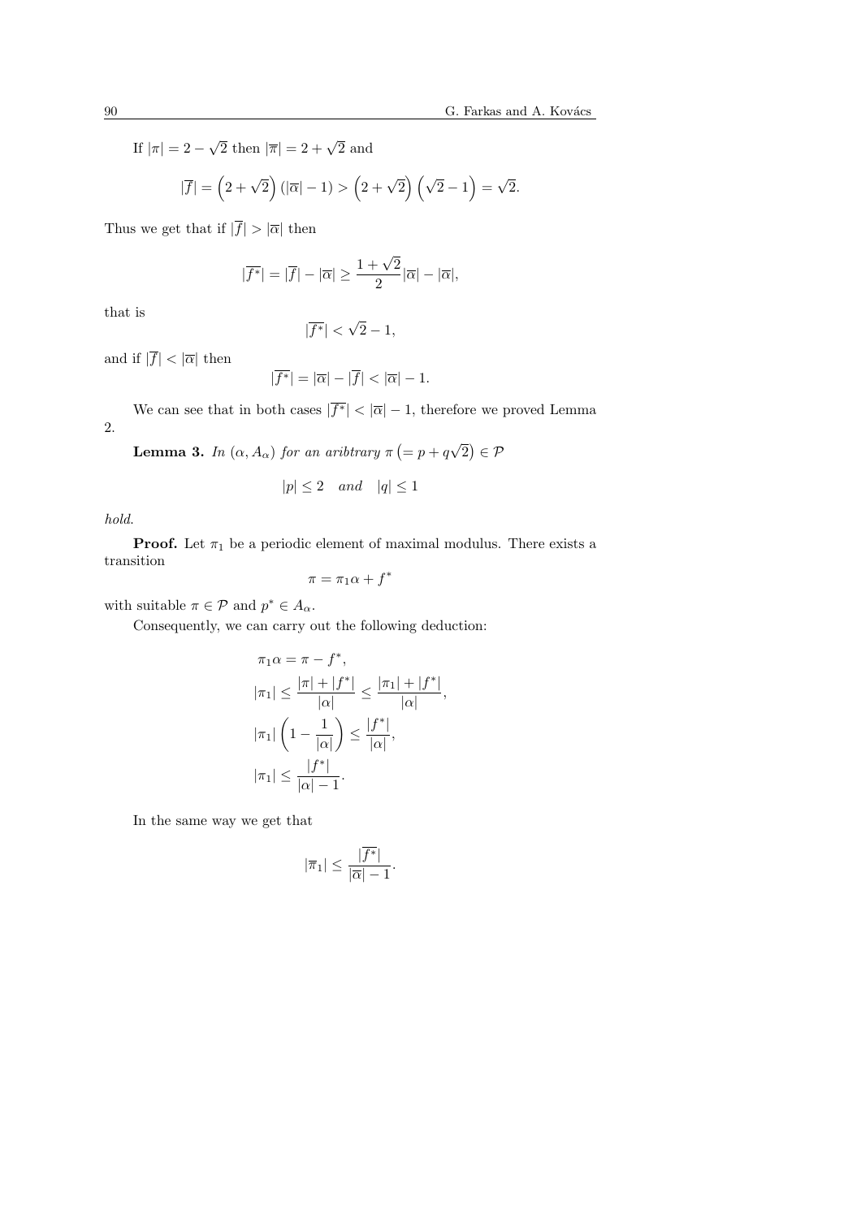If $|\pi| = 2 - \sqrt{2}$ then $|\overline{\pi}| = 2 + \sqrt{2}$ and

$$|\overline{f}| = \left(2 + \sqrt{2}\right)(|\overline{\alpha}| - 1) > \left(2 + \sqrt{2}\right)\left(\sqrt{2} - 1\right) = \sqrt{2}.$$

Thus we get that if $|\overline{f}| > |\overline{\alpha}|$ then

$$|\overline{f^*}| = |\overline{f}| - |\overline{\alpha}| \geq \frac{1 + \sqrt{2}}{2}|\overline{\alpha}| - |\overline{\alpha}|,$$

that is

$$|\overline{f^*}| < \sqrt{2} - 1,$$

and if $|\overline{f}| < |\overline{\alpha}|$ then

$$|\overline{f^*}| = |\overline{\alpha}| - |\overline{f}| < |\overline{\alpha}| - 1.$$

We can see that in both cases $|\overline{f^*}| < |\overline{\alpha}| - 1$, therefore we proved Lemma 2.

**Lemma 3.** *In $(\alpha, A_\alpha)$ for an aribtrary $\pi \left(= p + q\sqrt{2}\right) \in \mathcal{P}$*

$$|p| \leq 2 \quad \textit{and} \quad |q| \leq 1$$

*hold.*

**Proof.** Let $\pi_1$ be a periodic element of maximal modulus. There exists a transition

$$\pi = \pi_1\alpha + f^*$$

with suitable $\pi \in \mathcal{P}$ and $p^* \in A_\alpha$.

Consequently, we can carry out the following deduction:

$$\begin{aligned}
&\pi_1\alpha = \pi - f^*, \\
&|\pi_1| \leq \frac{|\pi| + |f^*|}{|\alpha|} \leq \frac{|\pi_1| + |f^*|}{|\alpha|}, \\
&|\pi_1|\left(1 - \frac{1}{|\alpha|}\right) \leq \frac{|f^*|}{|\alpha|}, \\
&|\pi_1| \leq \frac{|f^*|}{|\alpha| - 1}.
\end{aligned}$$

In the same way we get that

$$|\overline{\pi}_1| \leq \frac{|\overline{f^*}|}{|\overline{\alpha}| - 1}.$$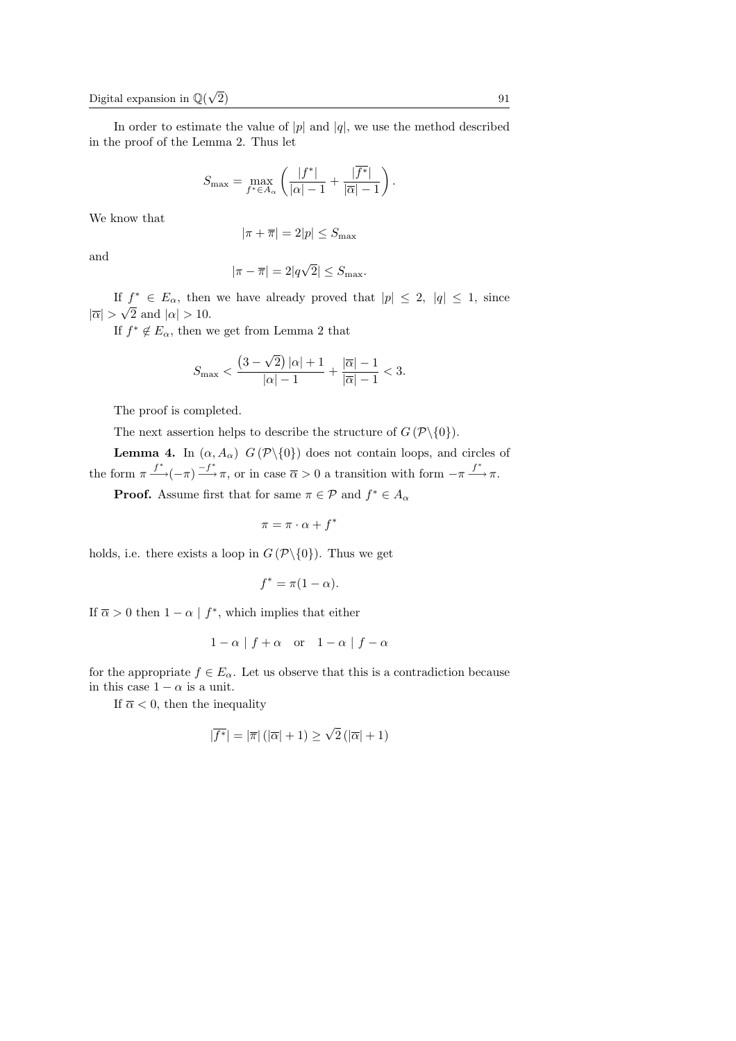In order to estimate the value of $|p|$ and $|q|$, we use the method described in the proof of the Lemma 2. Thus let

$$S_{\max} = \max_{f^* \in A_\alpha} \left( \frac{|f^*|}{|\alpha| - 1} + \frac{|\overline{f^*}|}{|\overline{\alpha}| - 1} \right).$$

We know that

$$|\pi + \overline{\pi}| = 2|p| \leq S_{\max}$$

and

$$|\pi - \overline{\pi}| = 2|q\sqrt{2}| \leq S_{\max}.$$

If $f^* \in E_\alpha$, then we have already proved that $|p| \leq 2$, $|q| \leq 1$, since $|\overline{\alpha}| > \sqrt{2}$ and $|\alpha| > 10$.

If $f^* \notin E_\alpha$, then we get from Lemma 2 that

$$S_{\max} < \frac{\left(3 - \sqrt{2}\right)|\alpha| + 1}{|\alpha| - 1} + \frac{|\overline{\alpha}| - 1}{|\overline{\alpha}| - 1} < 3.$$

The proof is completed.

The next assertion helps to describe the structure of $G\left(\mathcal{P}\backslash\{0\}\right)$.

**Lemma 4.** In $(\alpha, A_\alpha)$ $G\left(\mathcal{P}\backslash\{0\}\right)$ does not contain loops, and circles of the form $\pi \xrightarrow{f^*} (-\pi) \xrightarrow{-f^*} \pi$, or in case $\overline{\alpha} > 0$ a transition with form $-\pi \xrightarrow{f^*} \pi$.

**Proof.** Assume first that for same $\pi \in \mathcal{P}$ and $f^* \in A_\alpha$

$$\pi = \pi \cdot \alpha + f^*$$

holds, i.e. there exists a loop in $G\left(\mathcal{P}\backslash\{0\}\right)$. Thus we get

$$f^* = \pi(1 - \alpha).$$

If $\overline{\alpha} > 0$ then $1 - \alpha \mid f^*$, which implies that either

$$1 - \alpha \mid f + \alpha \quad \text{or} \quad 1 - \alpha \mid f - \alpha$$

for the appropriate $f \in E_\alpha$. Let us observe that this is a contradiction because in this case $1 - \alpha$ is a unit.

If $\overline{\alpha} < 0$, then the inequality

$$|\overline{f^*}| = |\overline{\pi}|\left(|\overline{\alpha}| + 1\right) \geq \sqrt{2}\left(|\overline{\alpha}| + 1\right)$$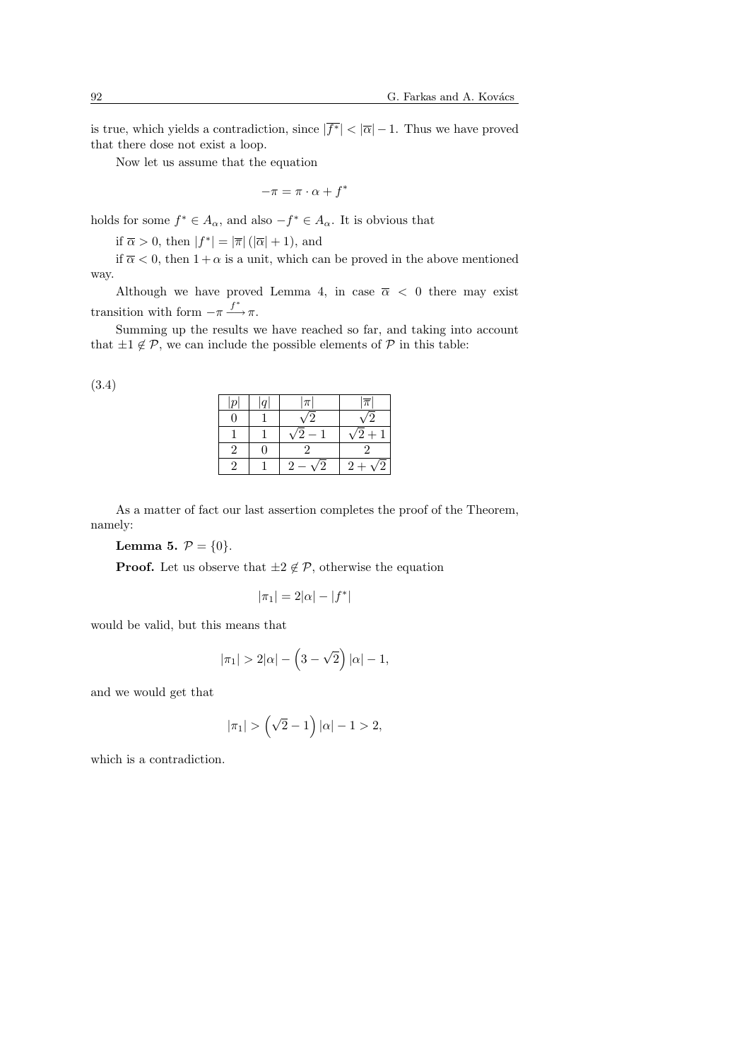is true, which yields a contradiction, since $|\overline{f^*}| < |\overline{\alpha}| - 1$. Thus we have proved that there dose not exist a loop.

Now let us assume that the equation

$$-\pi = \pi \cdot \alpha + f^*$$

holds for some $f^* \in A_\alpha$, and also $-f^* \in A_\alpha$. It is obvious that

if $\overline{\alpha} > 0$, then $|f^*| = |\overline{\pi}| \left(|\overline{\alpha}| + 1\right)$, and

if $\overline{\alpha} < 0$, then $1 + \alpha$ is a unit, which can be proved in the above mentioned way.

Although we have proved Lemma 4, in case $\overline{\alpha} < 0$ there may exist transition with form $-\pi \xrightarrow{f^*} \pi$.

Summing up the results we have reached so far, and taking into account that $\pm 1 \notin \mathcal{P}$, we can include the possible elements of $\mathcal{P}$ in this table:

(3.4)

| $\lvert p \rvert$ | $\lvert q \rvert$ | $\lvert \pi \rvert$ | $\lvert \overline{\pi} \rvert$ |
|---|---|---|---|
| 0 | 1 | $\sqrt{2}$ | $\sqrt{2}$ |
| 1 | 1 | $\sqrt{2} - 1$ | $\sqrt{2} + 1$ |
| 2 | 0 | 2 | 2 |
| 2 | 1 | $2 - \sqrt{2}$ | $2 + \sqrt{2}$ |

As a matter of fact our last assertion completes the proof of the Theorem, namely:

**Lemma 5.** $\mathcal{P} = \{0\}$.

**Proof.** Let us observe that $\pm 2 \notin \mathcal{P}$, otherwise the equation

$$|\pi_1| = 2|\alpha| - |f^*|$$

would be valid, but this means that

$$|\pi_1| > 2|\alpha| - \left(3 - \sqrt{2}\right)|\alpha| - 1,$$

and we would get that

$$|\pi_1| > \left(\sqrt{2} - 1\right)|\alpha| - 1 > 2,$$

which is a contradiction.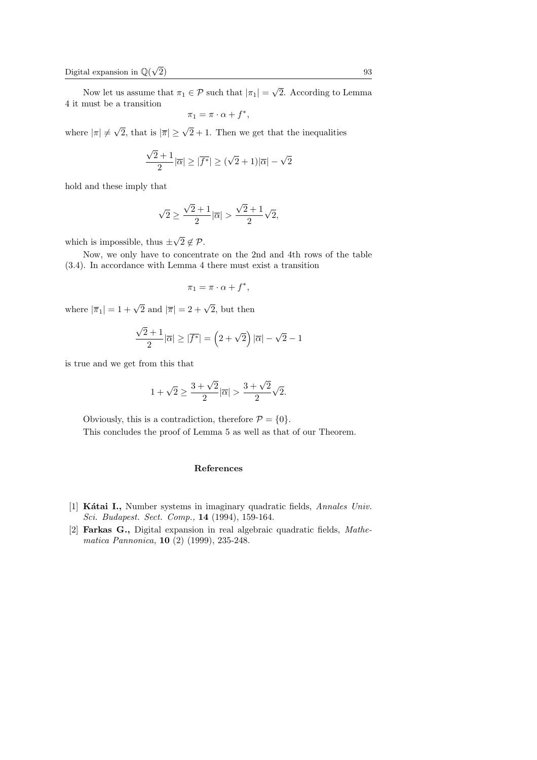Now let us assume that $\pi_1 \in \mathcal{P}$ such that $|\pi_1| = \sqrt{2}$. According to Lemma 4 it must be a transition

$$\pi_1 = \pi \cdot \alpha + f^*,$$

where $|\pi| \neq \sqrt{2}$, that is $|\overline{\pi}| \geq \sqrt{2} + 1$. Then we get that the inequalities

$$\frac{\sqrt{2}+1}{2}|\overline{\alpha}| \geq |\overline{f^*}| \geq (\sqrt{2}+1)|\overline{\alpha}| - \sqrt{2}$$

hold and these imply that

$$\sqrt{2} \geq \frac{\sqrt{2}+1}{2}|\overline{\alpha}| > \frac{\sqrt{2}+1}{2}\sqrt{2},$$

which is impossible, thus $\pm\sqrt{2} \notin \mathcal{P}$.

Now, we only have to concentrate on the 2nd and 4th rows of the table (3.4). In accordance with Lemma 4 there must exist a transition

$$\pi_1 = \pi \cdot \alpha + f^*,$$

where $|\overline{\pi}_1| = 1 + \sqrt{2}$ and $|\overline{\pi}| = 2 + \sqrt{2}$, but then

$$\frac{\sqrt{2}+1}{2}|\overline{\alpha}| \geq |\overline{f^*}| = \left(2+\sqrt{2}\right)|\overline{\alpha}| - \sqrt{2} - 1$$

is true and we get from this that

$$1+\sqrt{2} \geq \frac{3+\sqrt{2}}{2}|\overline{\alpha}| > \frac{3+\sqrt{2}}{2}\sqrt{2}.$$

Obviously, this is a contradiction, therefore $\mathcal{P} = \{0\}$.

This concludes the proof of Lemma 5 as well as that of our Theorem.

## References

[1] **Kátai I.,** Number systems in imaginary quadratic fields, *Annales Univ. Sci. Budapest. Sect. Comp.,* **14** (1994), 159-164.

[2] **Farkas G.,** Digital expansion in real algebraic quadratic fields, *Mathematica Pannonica,* **10** (2) (1999), 235-248.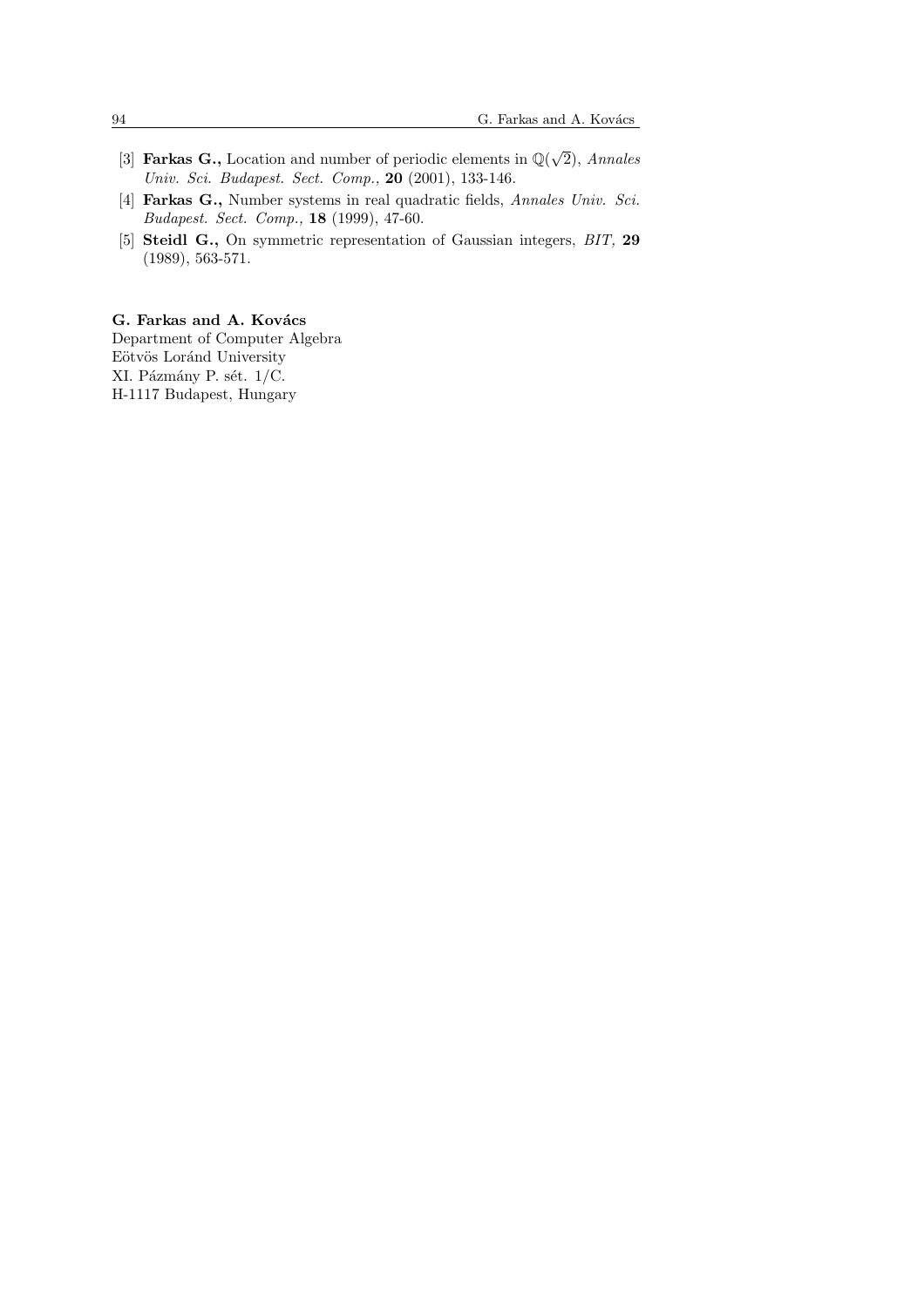[3] **Farkas G.,** Location and number of periodic elements in $\mathbb{Q}(\sqrt{2})$, *Annales Univ. Sci. Budapest. Sect. Comp.,* **20** (2001), 133-146.

[4] **Farkas G.,** Number systems in real quadratic fields, *Annales Univ. Sci. Budapest. Sect. Comp.,* **18** (1999), 47-60.

[5] **Steidl G.,** On symmetric representation of Gaussian integers, *BIT,* **29** (1989), 563-571.

**G. Farkas and A. Kovács**
Department of Computer Algebra
Eötvös Loránd University
XI. Pázmány P. sét. 1/C.
H-1117 Budapest, Hungary